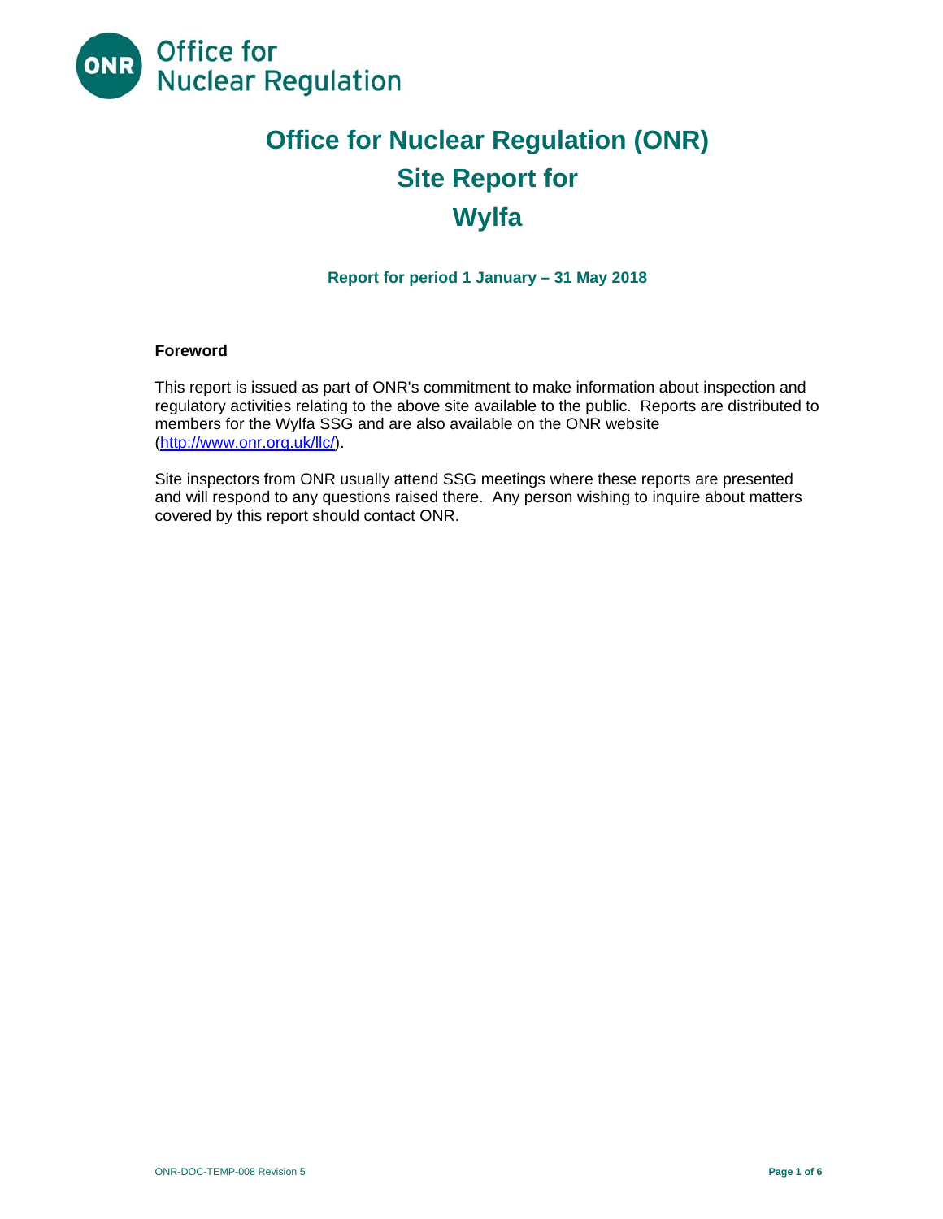Office for Nuclear Regulation

# Office for Nuclear Regulation (ONR)
# Site Report for
# Wylfa

**Report for period 1 January – 31 May 2018**

**Foreword**

This report is issued as part of ONR's commitment to make information about inspection and regulatory activities relating to the above site available to the public. Reports are distributed to members for the Wylfa SSG and are also available on the ONR website (http://www.onr.org.uk/llc/).

Site inspectors from ONR usually attend SSG meetings where these reports are presented and will respond to any questions raised there. Any person wishing to inquire about matters covered by this report should contact ONR.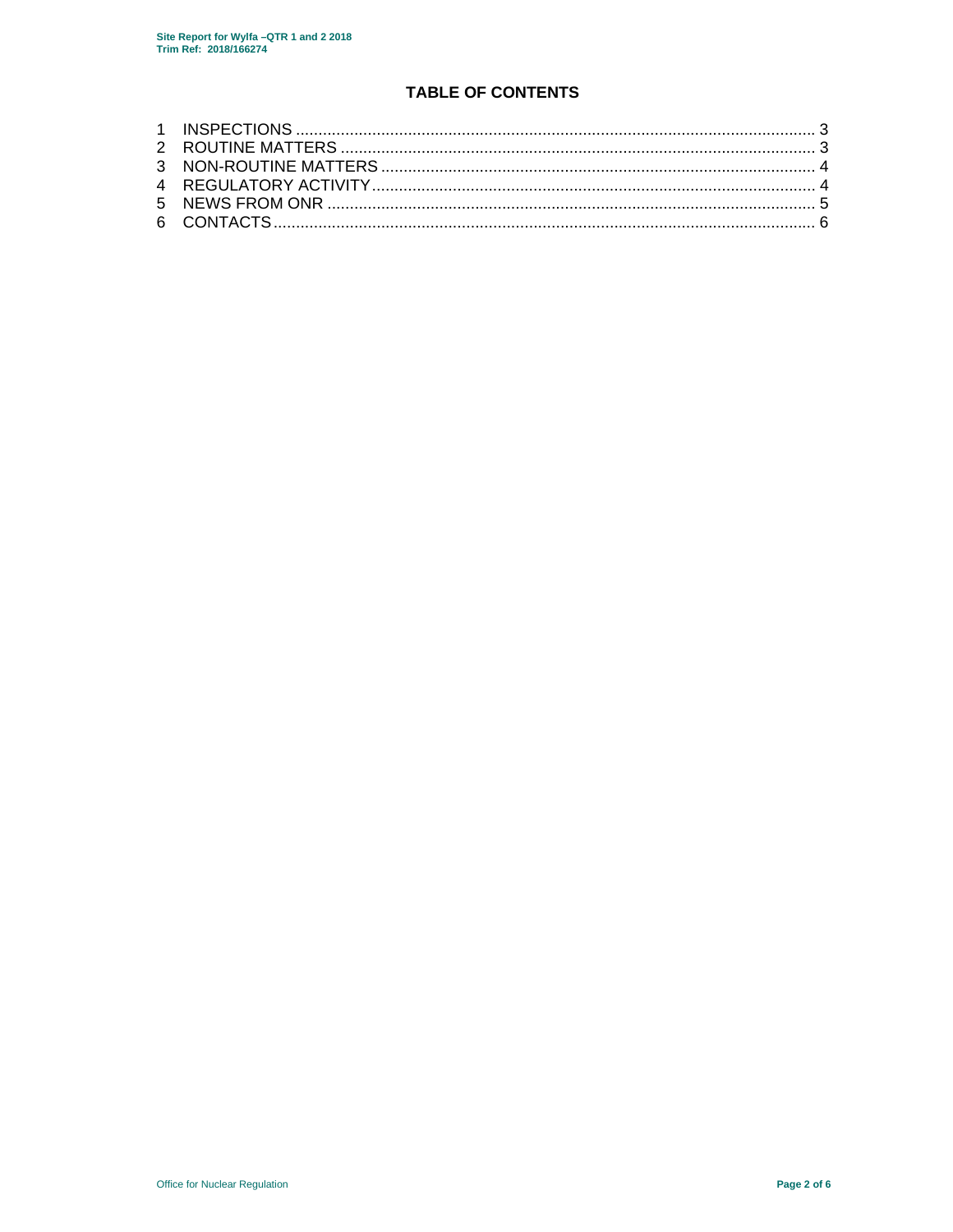# TABLE OF CONTENTS

1 INSPECTIONS .......... 3
2 ROUTINE MATTERS .......... 3
3 NON-ROUTINE MATTERS .......... 4
4 REGULATORY ACTIVITY .......... 4
5 NEWS FROM ONR .......... 5
6 CONTACTS .......... 6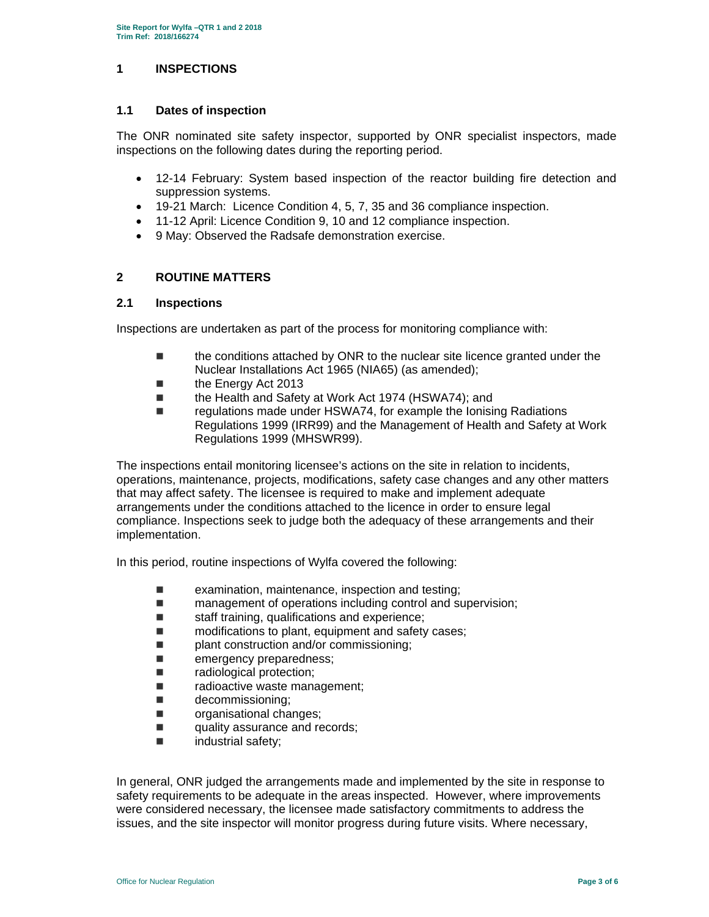## 1 INSPECTIONS

### 1.1 Dates of inspection

The ONR nominated site safety inspector, supported by ONR specialist inspectors, made inspections on the following dates during the reporting period.

- 12-14 February: System based inspection of the reactor building fire detection and suppression systems.
- 19-21 March: Licence Condition 4, 5, 7, 35 and 36 compliance inspection.
- 11-12 April: Licence Condition 9, 10 and 12 compliance inspection.
- 9 May: Observed the Radsafe demonstration exercise.

## 2 ROUTINE MATTERS

### 2.1 Inspections

Inspections are undertaken as part of the process for monitoring compliance with:

- the conditions attached by ONR to the nuclear site licence granted under the Nuclear Installations Act 1965 (NIA65) (as amended);
- the Energy Act 2013
- the Health and Safety at Work Act 1974 (HSWA74); and
- regulations made under HSWA74, for example the Ionising Radiations Regulations 1999 (IRR99) and the Management of Health and Safety at Work Regulations 1999 (MHSWR99).

The inspections entail monitoring licensee's actions on the site in relation to incidents, operations, maintenance, projects, modifications, safety case changes and any other matters that may affect safety. The licensee is required to make and implement adequate arrangements under the conditions attached to the licence in order to ensure legal compliance. Inspections seek to judge both the adequacy of these arrangements and their implementation.

In this period, routine inspections of Wylfa covered the following:

- examination, maintenance, inspection and testing;
- management of operations including control and supervision;
- staff training, qualifications and experience;
- modifications to plant, equipment and safety cases;
- plant construction and/or commissioning;
- emergency preparedness;
- radiological protection;
- radioactive waste management;
- decommissioning;
- organisational changes;
- quality assurance and records;
- industrial safety;

In general, ONR judged the arrangements made and implemented by the site in response to safety requirements to be adequate in the areas inspected. However, where improvements were considered necessary, the licensee made satisfactory commitments to address the issues, and the site inspector will monitor progress during future visits. Where necessary,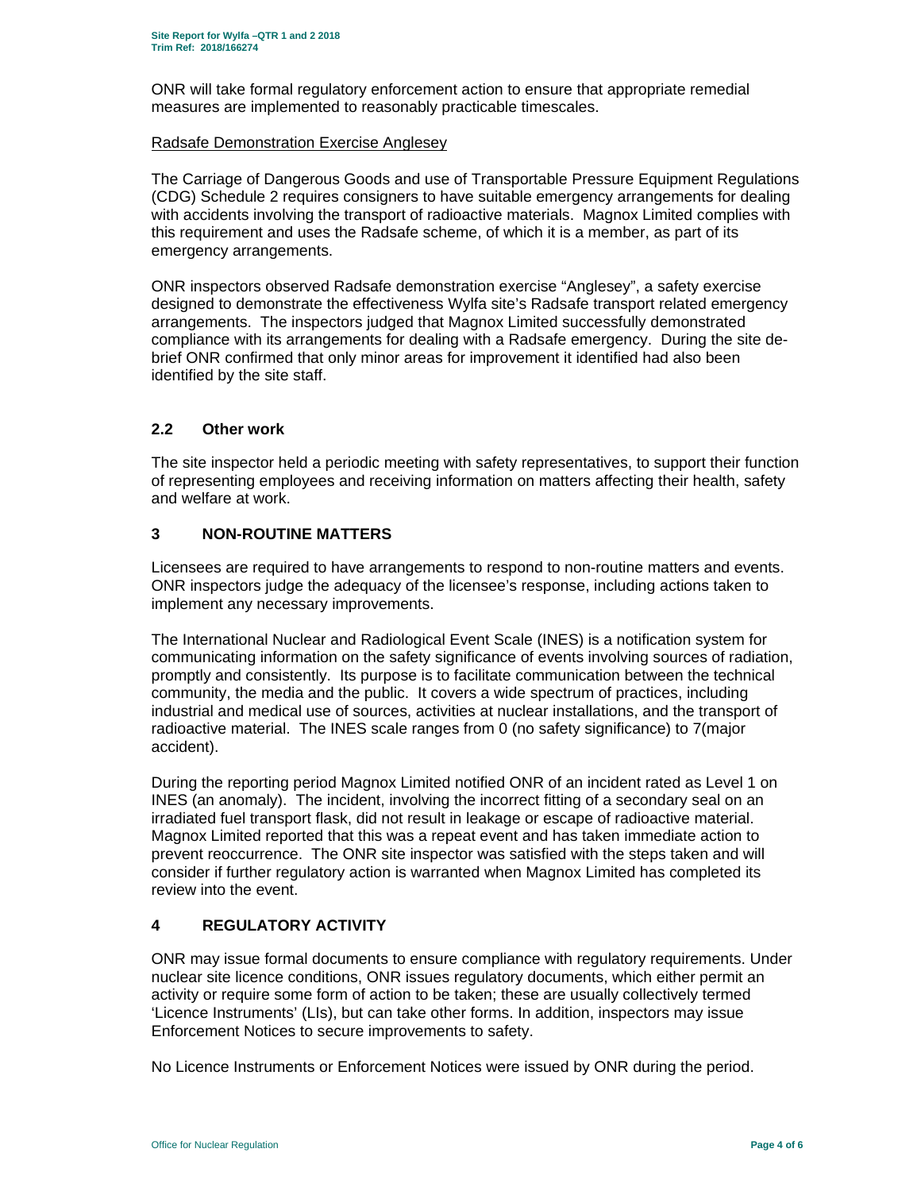ONR will take formal regulatory enforcement action to ensure that appropriate remedial measures are implemented to reasonably practicable timescales.

Radsafe Demonstration Exercise Anglesey

The Carriage of Dangerous Goods and use of Transportable Pressure Equipment Regulations (CDG) Schedule 2 requires consigners to have suitable emergency arrangements for dealing with accidents involving the transport of radioactive materials. Magnox Limited complies with this requirement and uses the Radsafe scheme, of which it is a member, as part of its emergency arrangements.

ONR inspectors observed Radsafe demonstration exercise "Anglesey", a safety exercise designed to demonstrate the effectiveness Wylfa site's Radsafe transport related emergency arrangements. The inspectors judged that Magnox Limited successfully demonstrated compliance with its arrangements for dealing with a Radsafe emergency. During the site de-brief ONR confirmed that only minor areas for improvement it identified had also been identified by the site staff.

### 2.2 Other work

The site inspector held a periodic meeting with safety representatives, to support their function of representing employees and receiving information on matters affecting their health, safety and welfare at work.

## 3 NON-ROUTINE MATTERS

Licensees are required to have arrangements to respond to non-routine matters and events. ONR inspectors judge the adequacy of the licensee's response, including actions taken to implement any necessary improvements.

The International Nuclear and Radiological Event Scale (INES) is a notification system for communicating information on the safety significance of events involving sources of radiation, promptly and consistently. Its purpose is to facilitate communication between the technical community, the media and the public. It covers a wide spectrum of practices, including industrial and medical use of sources, activities at nuclear installations, and the transport of radioactive material. The INES scale ranges from 0 (no safety significance) to 7(major accident).

During the reporting period Magnox Limited notified ONR of an incident rated as Level 1 on INES (an anomaly). The incident, involving the incorrect fitting of a secondary seal on an irradiated fuel transport flask, did not result in leakage or escape of radioactive material. Magnox Limited reported that this was a repeat event and has taken immediate action to prevent reoccurrence. The ONR site inspector was satisfied with the steps taken and will consider if further regulatory action is warranted when Magnox Limited has completed its review into the event.

## 4 REGULATORY ACTIVITY

ONR may issue formal documents to ensure compliance with regulatory requirements. Under nuclear site licence conditions, ONR issues regulatory documents, which either permit an activity or require some form of action to be taken; these are usually collectively termed 'Licence Instruments' (LIs), but can take other forms. In addition, inspectors may issue Enforcement Notices to secure improvements to safety.

No Licence Instruments or Enforcement Notices were issued by ONR during the period.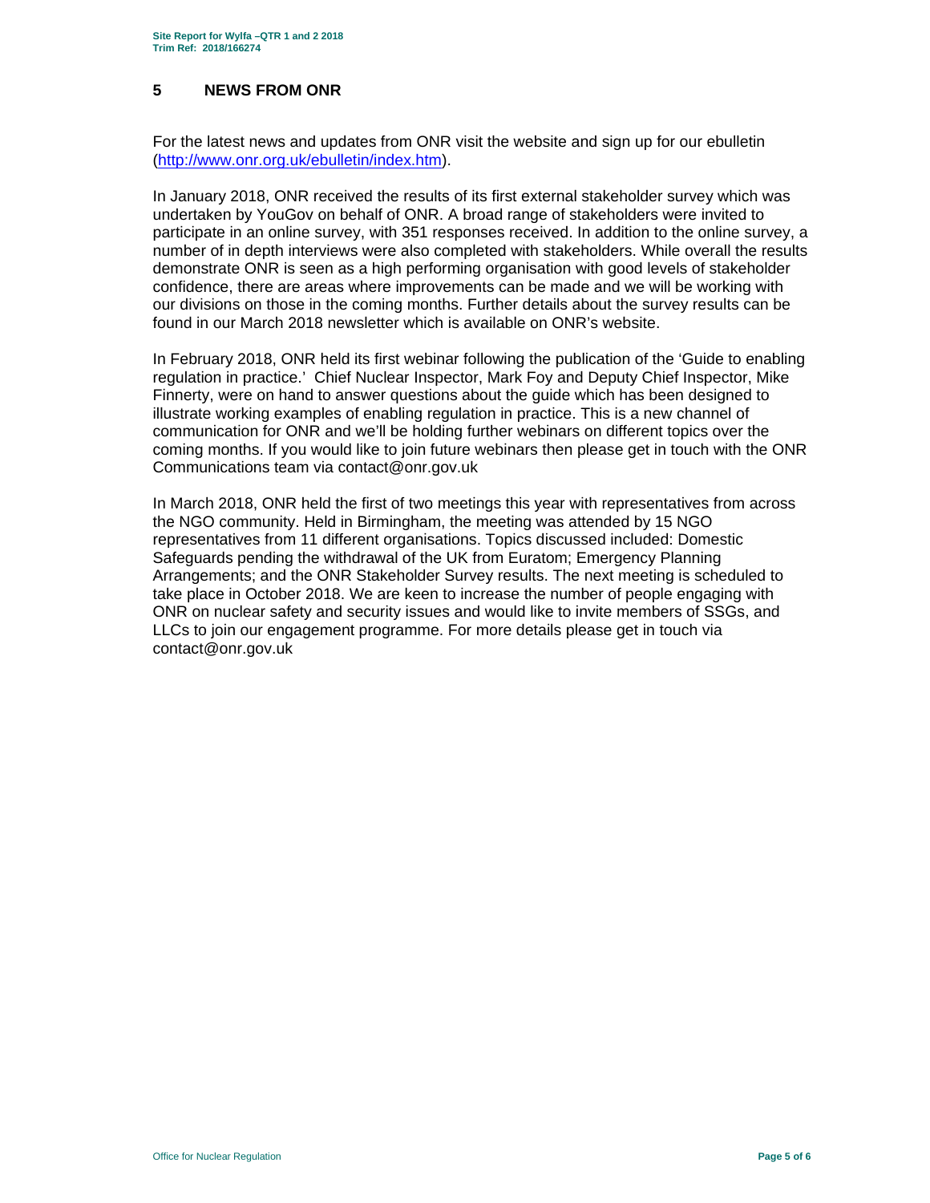## 5 NEWS FROM ONR

For the latest news and updates from ONR visit the website and sign up for our ebulletin (http://www.onr.org.uk/ebulletin/index.htm).

In January 2018, ONR received the results of its first external stakeholder survey which was undertaken by YouGov on behalf of ONR. A broad range of stakeholders were invited to participate in an online survey, with 351 responses received. In addition to the online survey, a number of in depth interviews were also completed with stakeholders. While overall the results demonstrate ONR is seen as a high performing organisation with good levels of stakeholder confidence, there are areas where improvements can be made and we will be working with our divisions on those in the coming months. Further details about the survey results can be found in our March 2018 newsletter which is available on ONR's website.

In February 2018, ONR held its first webinar following the publication of the 'Guide to enabling regulation in practice.' Chief Nuclear Inspector, Mark Foy and Deputy Chief Inspector, Mike Finnerty, were on hand to answer questions about the guide which has been designed to illustrate working examples of enabling regulation in practice. This is a new channel of communication for ONR and we'll be holding further webinars on different topics over the coming months. If you would like to join future webinars then please get in touch with the ONR Communications team via contact@onr.gov.uk

In March 2018, ONR held the first of two meetings this year with representatives from across the NGO community. Held in Birmingham, the meeting was attended by 15 NGO representatives from 11 different organisations. Topics discussed included: Domestic Safeguards pending the withdrawal of the UK from Euratom; Emergency Planning Arrangements; and the ONR Stakeholder Survey results. The next meeting is scheduled to take place in October 2018. We are keen to increase the number of people engaging with ONR on nuclear safety and security issues and would like to invite members of SSGs, and LLCs to join our engagement programme. For more details please get in touch via contact@onr.gov.uk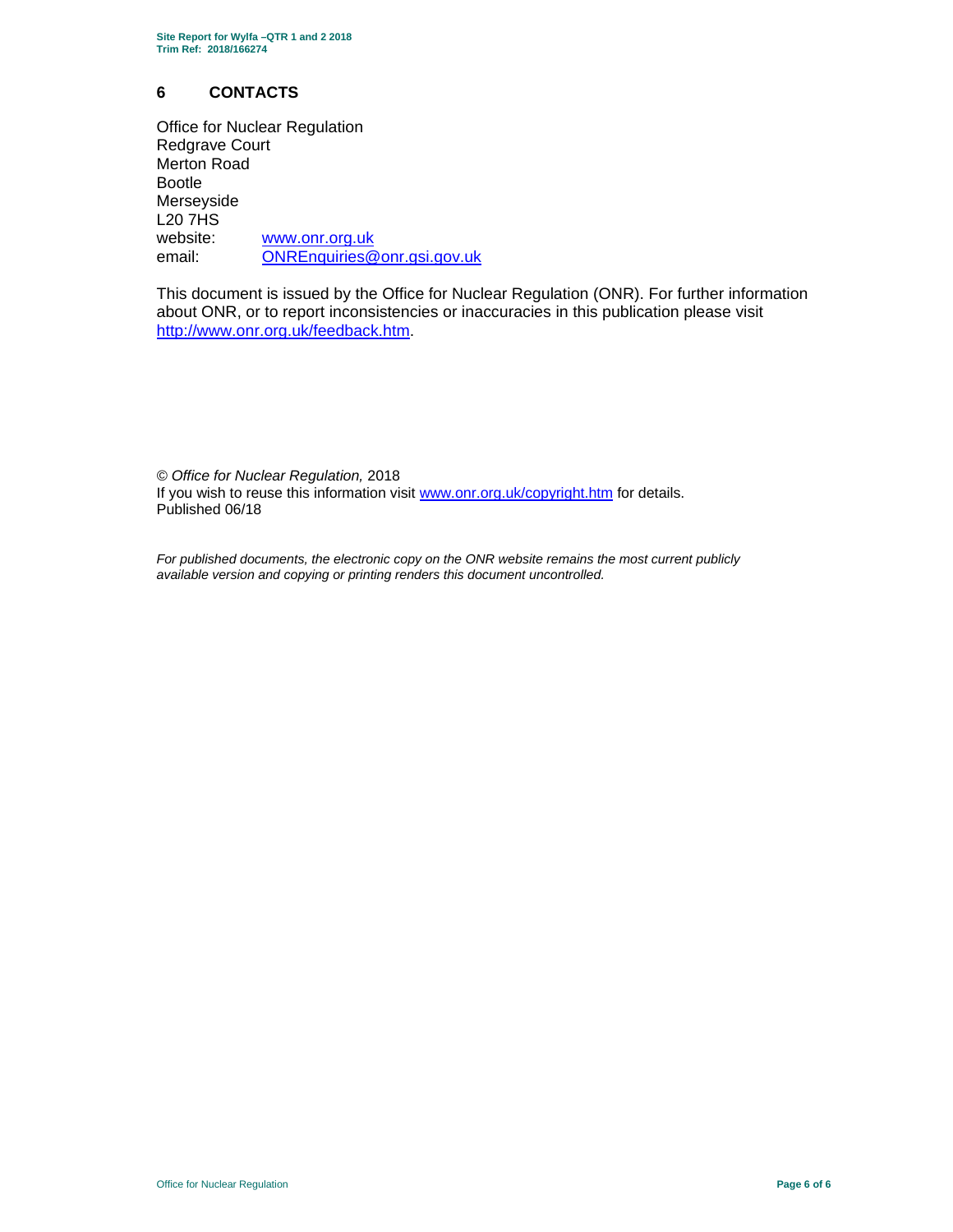## 6 CONTACTS

Office for Nuclear Regulation
Redgrave Court
Merton Road
Bootle
Merseyside
L20 7HS
website: www.onr.org.uk
email: ONREnquiries@onr.gsi.gov.uk

This document is issued by the Office for Nuclear Regulation (ONR). For further information about ONR, or to report inconsistencies or inaccuracies in this publication please visit http://www.onr.org.uk/feedback.htm.

© *Office for Nuclear Regulation,* 2018
If you wish to reuse this information visit www.onr.org.uk/copyright.htm for details.
Published 06/18

*For published documents, the electronic copy on the ONR website remains the most current publicly available version and copying or printing renders this document uncontrolled.*